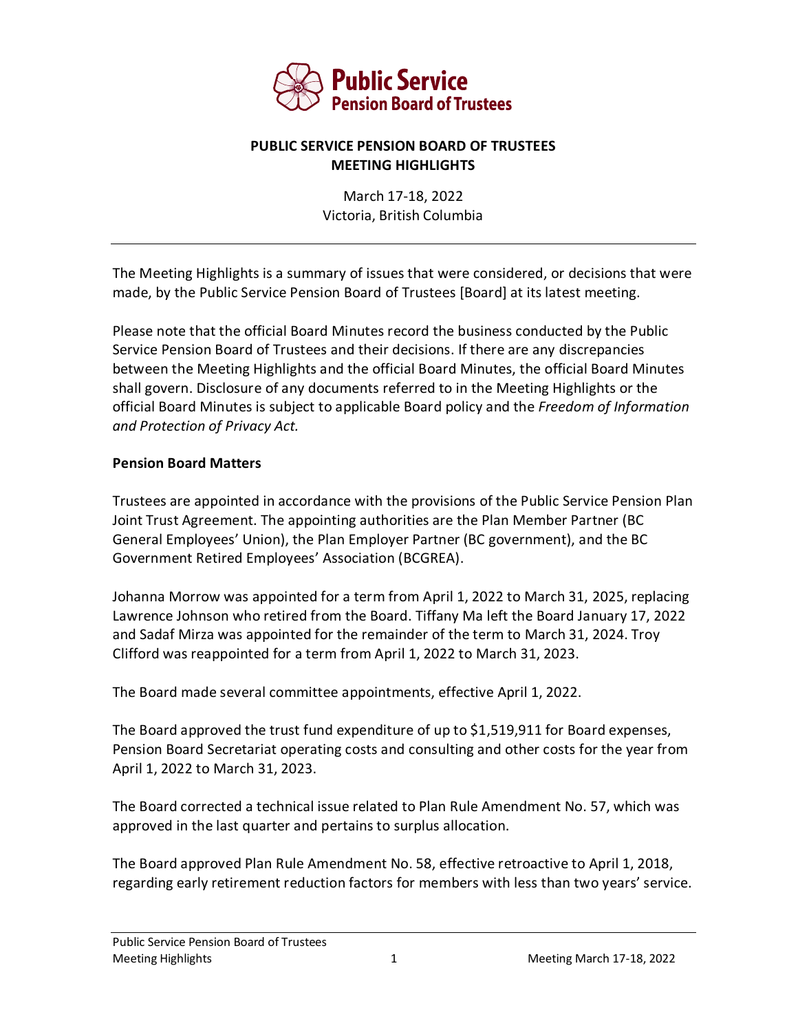# PUBLIC SERVICE PENSION BOARD OF TRUSTEES
## MEETING HIGHLIGHTS

March 17-18, 2022
Victoria, British Columbia

---

The Meeting Highlights is a summary of issues that were considered, or decisions that were made, by the Public Service Pension Board of Trustees [Board] at its latest meeting.

Please note that the official Board Minutes record the business conducted by the Public Service Pension Board of Trustees and their decisions. If there are any discrepancies between the Meeting Highlights and the official Board Minutes, the official Board Minutes shall govern. Disclosure of any documents referred to in the Meeting Highlights or the official Board Minutes is subject to applicable Board policy and the *Freedom of Information and Protection of Privacy Act.*

**Pension Board Matters**

Trustees are appointed in accordance with the provisions of the Public Service Pension Plan Joint Trust Agreement. The appointing authorities are the Plan Member Partner (BC General Employees' Union), the Plan Employer Partner (BC government), and the BC Government Retired Employees' Association (BCGREA).

Johanna Morrow was appointed for a term from April 1, 2022 to March 31, 2025, replacing Lawrence Johnson who retired from the Board. Tiffany Ma left the Board January 17, 2022 and Sadaf Mirza was appointed for the remainder of the term to March 31, 2024. Troy Clifford was reappointed for a term from April 1, 2022 to March 31, 2023.

The Board made several committee appointments, effective April 1, 2022.

The Board approved the trust fund expenditure of up to $1,519,911 for Board expenses, Pension Board Secretariat operating costs and consulting and other costs for the year from April 1, 2022 to March 31, 2023.

The Board corrected a technical issue related to Plan Rule Amendment No. 57, which was approved in the last quarter and pertains to surplus allocation.

The Board approved Plan Rule Amendment No. 58, effective retroactive to April 1, 2018, regarding early retirement reduction factors for members with less than two years' service.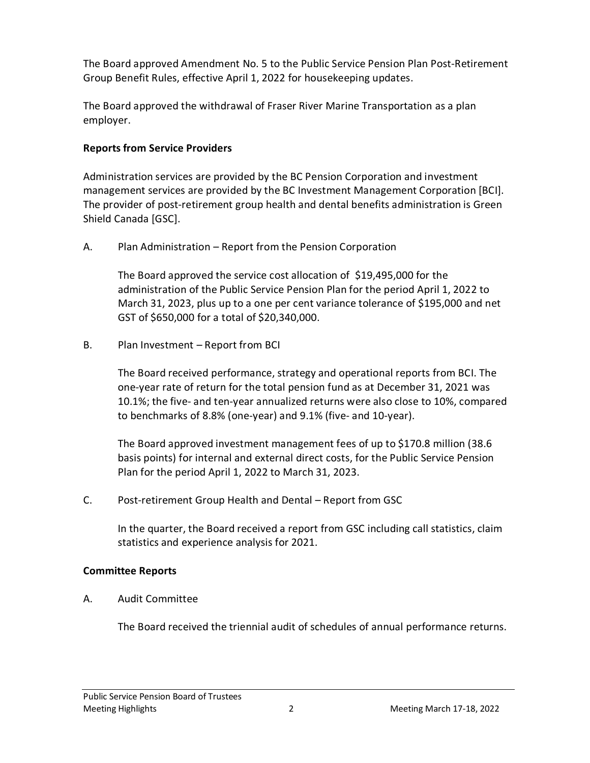The Board approved Amendment No. 5 to the Public Service Pension Plan Post-Retirement Group Benefit Rules, effective April 1, 2022 for housekeeping updates.

The Board approved the withdrawal of Fraser River Marine Transportation as a plan employer.

**Reports from Service Providers**

Administration services are provided by the BC Pension Corporation and investment management services are provided by the BC Investment Management Corporation [BCI]. The provider of post-retirement group health and dental benefits administration is Green Shield Canada [GSC].

A. Plan Administration – Report from the Pension Corporation

The Board approved the service cost allocation of $19,495,000 for the administration of the Public Service Pension Plan for the period April 1, 2022 to March 31, 2023, plus up to a one per cent variance tolerance of $195,000 and net GST of $650,000 for a total of $20,340,000.

B. Plan Investment – Report from BCI

The Board received performance, strategy and operational reports from BCI. The one-year rate of return for the total pension fund as at December 31, 2021 was 10.1%; the five- and ten-year annualized returns were also close to 10%, compared to benchmarks of 8.8% (one-year) and 9.1% (five- and 10-year).

The Board approved investment management fees of up to $170.8 million (38.6 basis points) for internal and external direct costs, for the Public Service Pension Plan for the period April 1, 2022 to March 31, 2023.

C. Post-retirement Group Health and Dental – Report from GSC

In the quarter, the Board received a report from GSC including call statistics, claim statistics and experience analysis for 2021.

**Committee Reports**

A. Audit Committee

The Board received the triennial audit of schedules of annual performance returns.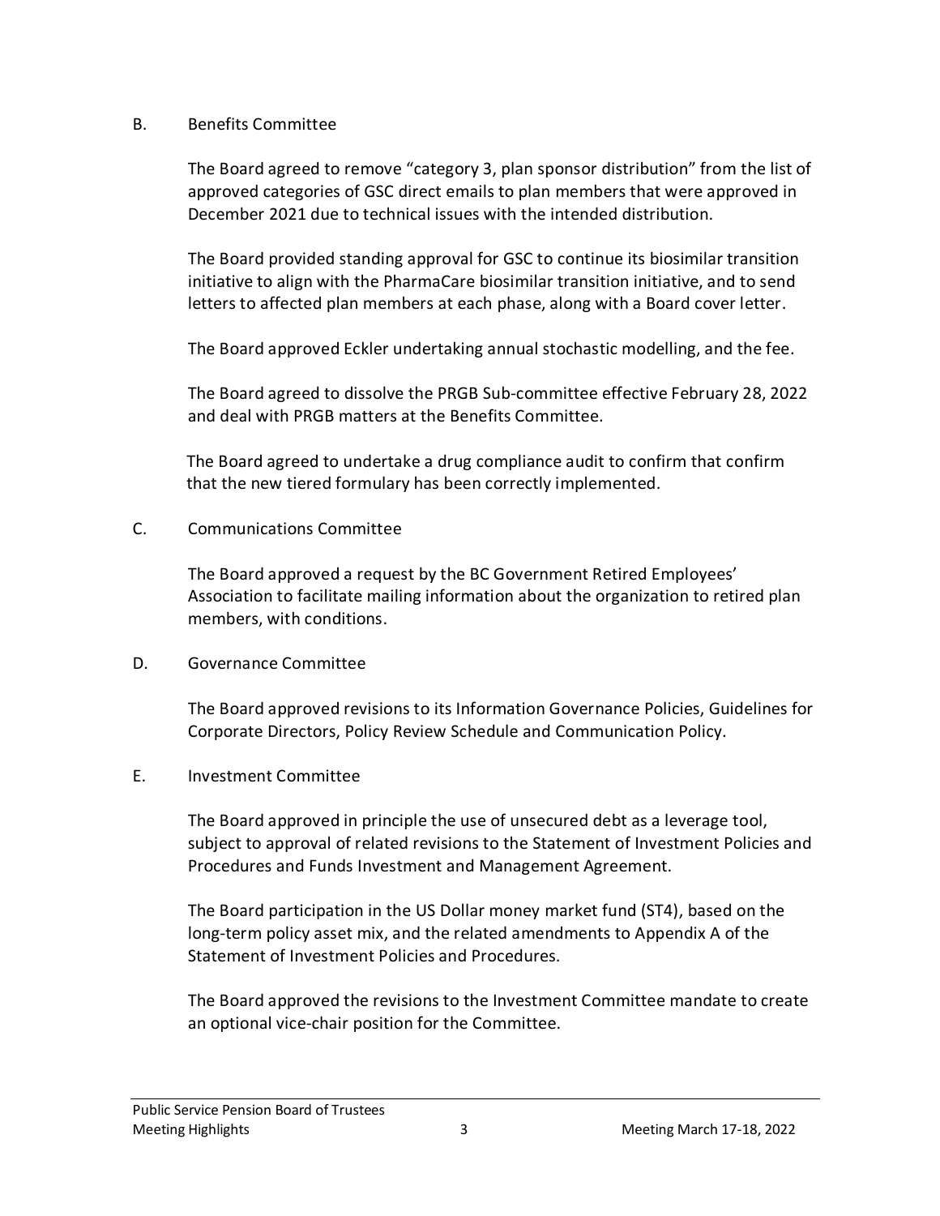B. Benefits Committee

The Board agreed to remove “category 3, plan sponsor distribution” from the list of approved categories of GSC direct emails to plan members that were approved in December 2021 due to technical issues with the intended distribution.

The Board provided standing approval for GSC to continue its biosimilar transition initiative to align with the PharmaCare biosimilar transition initiative, and to send letters to affected plan members at each phase, along with a Board cover letter.

The Board approved Eckler undertaking annual stochastic modelling, and the fee.

The Board agreed to dissolve the PRGB Sub-committee effective February 28, 2022 and deal with PRGB matters at the Benefits Committee.

The Board agreed to undertake a drug compliance audit to confirm that confirm that the new tiered formulary has been correctly implemented.

C. Communications Committee

The Board approved a request by the BC Government Retired Employees’ Association to facilitate mailing information about the organization to retired plan members, with conditions.

D. Governance Committee

The Board approved revisions to its Information Governance Policies, Guidelines for Corporate Directors, Policy Review Schedule and Communication Policy.

E. Investment Committee

The Board approved in principle the use of unsecured debt as a leverage tool, subject to approval of related revisions to the Statement of Investment Policies and Procedures and Funds Investment and Management Agreement.

The Board participation in the US Dollar money market fund (ST4), based on the long-term policy asset mix, and the related amendments to Appendix A of the Statement of Investment Policies and Procedures.

The Board approved the revisions to the Investment Committee mandate to create an optional vice-chair position for the Committee.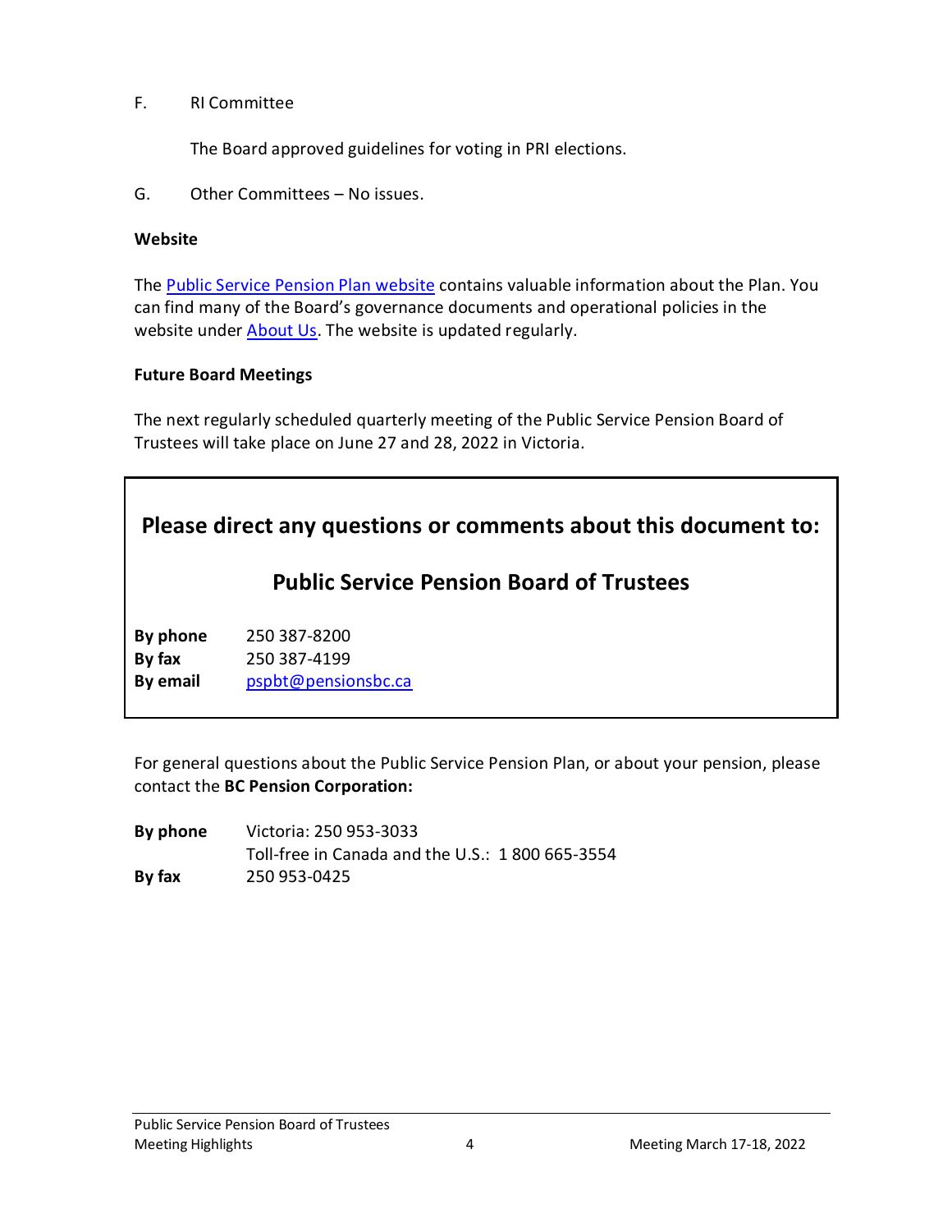F. RI Committee

The Board approved guidelines for voting in PRI elections.

G. Other Committees – No issues.

**Website**

The [Public Service Pension Plan website](#) contains valuable information about the Plan. You can find many of the Board's governance documents and operational policies in the website under [About Us](#). The website is updated regularly.

**Future Board Meetings**

The next regularly scheduled quarterly meeting of the Public Service Pension Board of Trustees will take place on June 27 and 28, 2022 in Victoria.

## Please direct any questions or comments about this document to:

## Public Service Pension Board of Trustees

| | |
|---|---|
| **By phone** | 250 387-8200 |
| **By fax** | 250 387-4199 |
| **By email** | pspbt@pensionsbc.ca |

For general questions about the Public Service Pension Plan, or about your pension, please contact the **BC Pension Corporation:**

| | |
|---|---|
| **By phone** | Victoria: 250 953-3033<br>Toll-free in Canada and the U.S.: 1 800 665-3554 |
| **By fax** | 250 953-0425 |